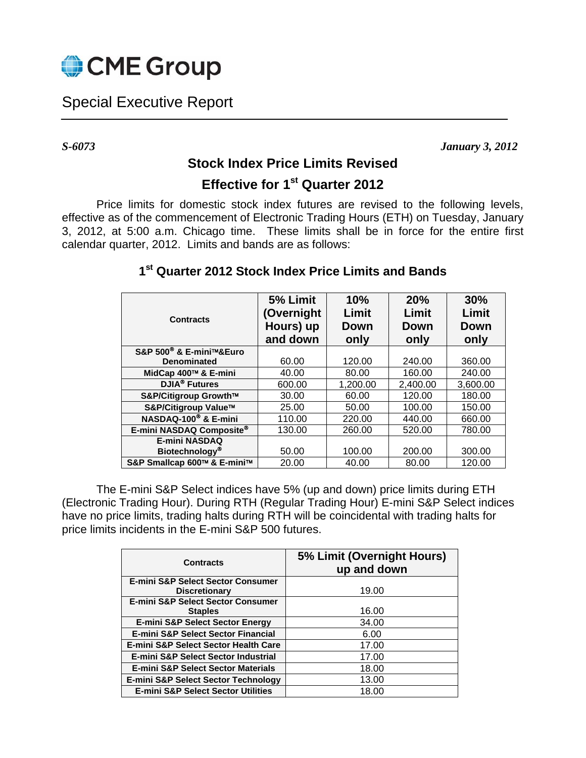CME Group

# Special Executive Report

*S-6073* *January 3, 2012*

## Stock Index Price Limits Revised

## Effective for 1st Quarter 2012

Price limits for domestic stock index futures are revised to the following levels, effective as of the commencement of Electronic Trading Hours (ETH) on Tuesday, January 3, 2012, at 5:00 a.m. Chicago time. These limits shall be in force for the entire first calendar quarter, 2012. Limits and bands are as follows:

### 1st Quarter 2012 Stock Index Price Limits and Bands

| Contracts | 5% Limit (Overnight Hours) up and down | 10% Limit Down only | 20% Limit Down only | 30% Limit Down only |
|---|---|---|---|---|
| S&P 500® & E-mini™&Euro Denominated | 60.00 | 120.00 | 240.00 | 360.00 |
| MidCap 400™ & E-mini | 40.00 | 80.00 | 160.00 | 240.00 |
| DJIA® Futures | 600.00 | 1,200.00 | 2,400.00 | 3,600.00 |
| S&P/Citigroup Growth™ | 30.00 | 60.00 | 120.00 | 180.00 |
| S&P/Citigroup Value™ | 25.00 | 50.00 | 100.00 | 150.00 |
| NASDAQ-100® & E-mini | 110.00 | 220.00 | 440.00 | 660.00 |
| E-mini NASDAQ Composite® | 130.00 | 260.00 | 520.00 | 780.00 |
| E-mini NASDAQ Biotechnology® | 50.00 | 100.00 | 200.00 | 300.00 |
| S&P Smallcap 600™ & E-mini™ | 20.00 | 40.00 | 80.00 | 120.00 |

The E-mini S&P Select indices have 5% (up and down) price limits during ETH (Electronic Trading Hour). During RTH (Regular Trading Hour) E-mini S&P Select indices have no price limits, trading halts during RTH will be coincidental with trading halts for price limits incidents in the E-mini S&P 500 futures.

| Contracts | 5% Limit (Overnight Hours) up and down |
|---|---|
| E-mini S&P Select Sector Consumer Discretionary | 19.00 |
| E-mini S&P Select Sector Consumer Staples | 16.00 |
| E-mini S&P Select Sector Energy | 34.00 |
| E-mini S&P Select Sector Financial | 6.00 |
| E-mini S&P Select Sector Health Care | 17.00 |
| E-mini S&P Select Sector Industrial | 17.00 |
| E-mini S&P Select Sector Materials | 18.00 |
| E-mini S&P Select Sector Technology | 13.00 |
| E-mini S&P Select Sector Utilities | 18.00 |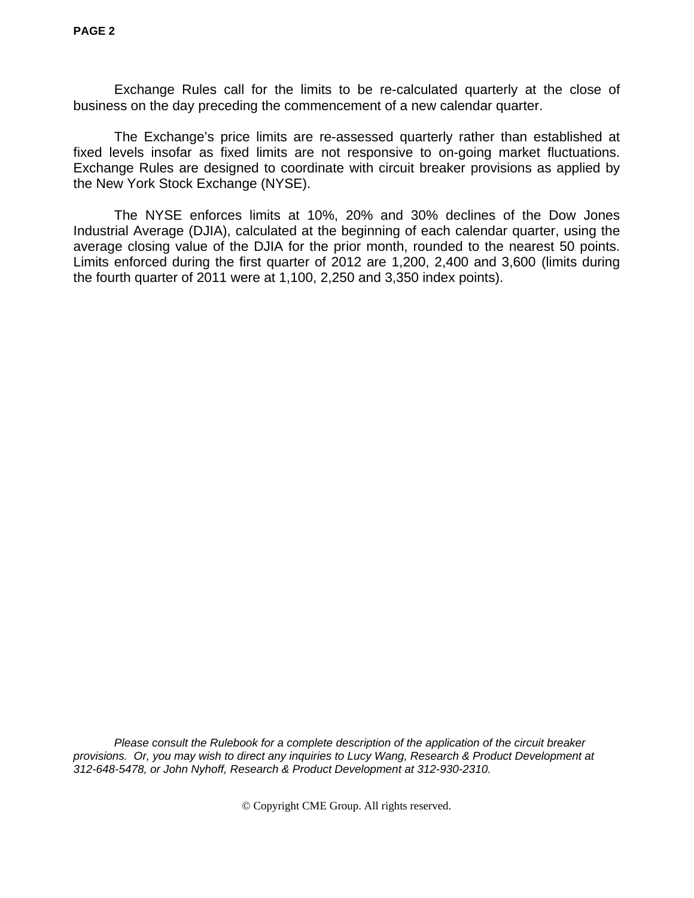Exchange Rules call for the limits to be re-calculated quarterly at the close of business on the day preceding the commencement of a new calendar quarter.

The Exchange's price limits are re-assessed quarterly rather than established at fixed levels insofar as fixed limits are not responsive to on-going market fluctuations. Exchange Rules are designed to coordinate with circuit breaker provisions as applied by the New York Stock Exchange (NYSE).

The NYSE enforces limits at 10%, 20% and 30% declines of the Dow Jones Industrial Average (DJIA), calculated at the beginning of each calendar quarter, using the average closing value of the DJIA for the prior month, rounded to the nearest 50 points. Limits enforced during the first quarter of 2012 are 1,200, 2,400 and 3,600 (limits during the fourth quarter of 2011 were at 1,100, 2,250 and 3,350 index points).

*Please consult the Rulebook for a complete description of the application of the circuit breaker provisions. Or, you may wish to direct any inquiries to Lucy Wang, Research & Product Development at 312-648-5478, or John Nyhoff, Research & Product Development at 312-930-2310.*

© Copyright CME Group. All rights reserved.